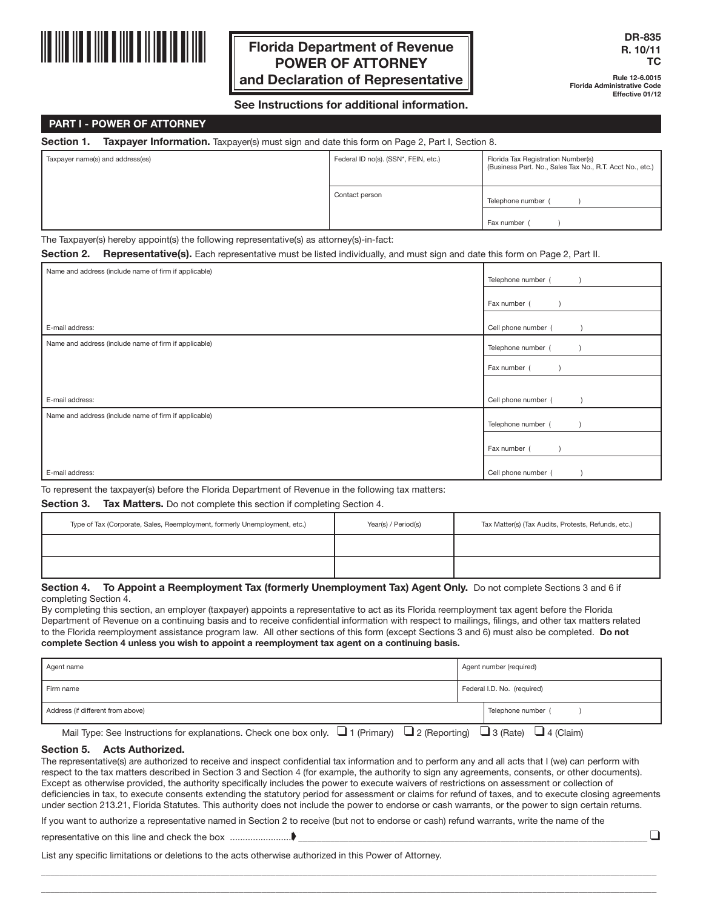DR-835
R. 10/11
TC

Rule 12-6.0015
Florida Administrative Code
Effective 01/12

# Florida Department of Revenue
# POWER OF ATTORNEY
# and Declaration of Representative

**See Instructions for additional information.**

## PART I - POWER OF ATTORNEY

**Section 1. Taxpayer Information.** Taxpayer(s) must sign and date this form on Page 2, Part I, Section 8.

| Taxpayer name(s) and address(es) | Federal ID no(s). (SSN*, FEIN, etc.) | Florida Tax Registration Number(s) (Business Part. No., Sales Tax No., R.T. Acct No., etc.) |
|---|---|---|
| | Contact person | Telephone number ( ) |
| | | Fax number ( ) |

The Taxpayer(s) hereby appoint(s) the following representative(s) as attorney(s)-in-fact:

**Section 2. Representative(s).** Each representative must be listed individually, and must sign and date this form on Page 2, Part II.

| Name and address (include name of firm if applicable) | Telephone number ( ) |
|---|---|
| | Fax number ( ) |
| E-mail address: | Cell phone number ( ) |
| Name and address (include name of firm if applicable) | Telephone number ( ) |
| | Fax number ( ) |
| E-mail address: | Cell phone number ( ) |
| Name and address (include name of firm if applicable) | Telephone number ( ) |
| | Fax number ( ) |
| E-mail address: | Cell phone number ( ) |

To represent the taxpayer(s) before the Florida Department of Revenue in the following tax matters:

**Section 3. Tax Matters.** Do not complete this section if completing Section 4.

| Type of Tax (Corporate, Sales, Reemployment, formerly Unemployment, etc.) | Year(s) / Period(s) | Tax Matter(s) (Tax Audits, Protests, Refunds, etc.) |
|---|---|---|
| | | |
| | | |

**Section 4. To Appoint a Reemployment Tax (formerly Unemployment Tax) Agent Only.** Do not complete Sections 3 and 6 if completing Section 4.

By completing this section, an employer (taxpayer) appoints a representative to act as its Florida reemployment tax agent before the Florida Department of Revenue on a continuing basis and to receive confidential information with respect to mailings, filings, and other tax matters related to the Florida reemployment assistance program law. All other sections of this form (except Sections 3 and 6) must also be completed. **Do not complete Section 4 unless you wish to appoint a reemployment tax agent on a continuing basis.**

| Agent name | Agent number (required) |
|---|---|
| Firm name | Federal I.D. No. (required) |
| Address (if different from above) | Telephone number ( ) |

Mail Type: See Instructions for explanations. Check one box only. ❑ 1 (Primary) ❑ 2 (Reporting) ❑ 3 (Rate) ❑ 4 (Claim)

**Section 5. Acts Authorized.**

The representative(s) are authorized to receive and inspect confidential tax information and to perform any and all acts that I (we) can perform with respect to the tax matters described in Section 3 and Section 4 (for example, the authority to sign any agreements, consents, or other documents). Except as otherwise provided, the authority specifically includes the power to execute waivers of restrictions on assessment or collection of deficiencies in tax, to execute consents extending the statutory period for assessment or claims for refund of taxes, and to execute closing agreements under section 213.21, Florida Statutes. This authority does not include the power to endorse or cash warrants, or the power to sign certain returns.

If you want to authorize a representative named in Section 2 to receive (but not to endorse or cash) refund warrants, write the name of the representative on this line and check the box ........................ ➧ ____________________ ❑

List any specific limitations or deletions to the acts otherwise authorized in this Power of Attorney.

______________________________________________________________________

______________________________________________________________________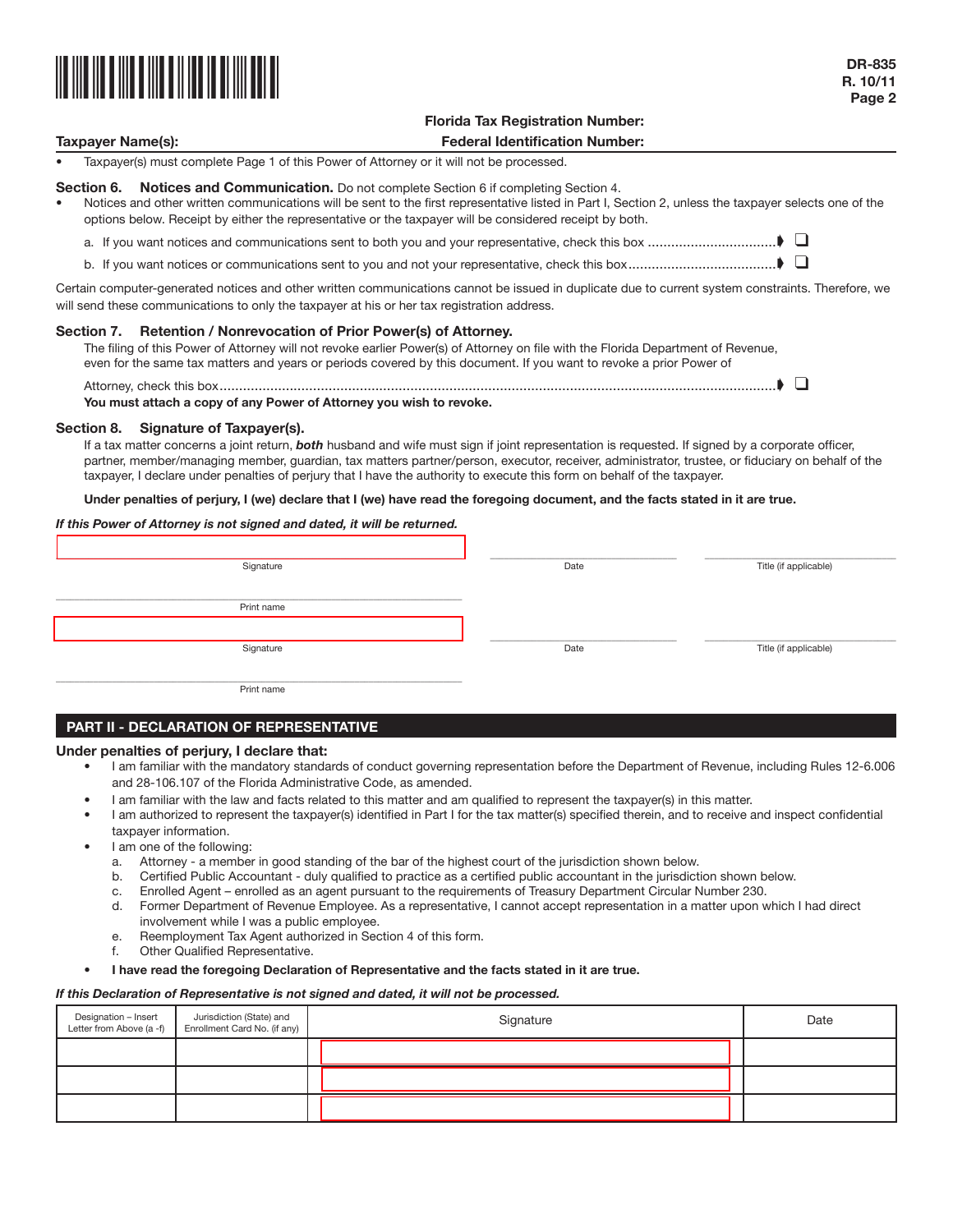DR-835
R. 10/11
Page 2

**Florida Tax Registration Number:**

**Taxpayer Name(s):** **Federal Identification Number:**

- Taxpayer(s) must complete Page 1 of this Power of Attorney or it will not be processed.

**Section 6. Notices and Communication.** Do not complete Section 6 if completing Section 4.

- Notices and other written communications will be sent to the first representative listed in Part I, Section 2, unless the taxpayer selects one of the options below. Receipt by either the representative or the taxpayer will be considered receipt by both.

a. If you want notices and communications sent to both you and your representative, check this box ................................ ☐

b. If you want notices or communications sent to you and not your representative, check this box..................................... ☐

Certain computer-generated notices and other written communications cannot be issued in duplicate due to current system constraints. Therefore, we will send these communications to only the taxpayer at his or her tax registration address.

**Section 7. Retention / Nonrevocation of Prior Power(s) of Attorney.**

The filing of this Power of Attorney will not revoke earlier Power(s) of Attorney on file with the Florida Department of Revenue, even for the same tax matters and years or periods covered by this document. If you want to revoke a prior Power of Attorney, check this box........................................................................................................................................ ☐

**You must attach a copy of any Power of Attorney you wish to revoke.**

**Section 8. Signature of Taxpayer(s).**

If a tax matter concerns a joint return, ***both*** husband and wife must sign if joint representation is requested. If signed by a corporate officer, partner, member/managing member, guardian, tax matters partner/person, executor, receiver, administrator, trustee, or fiduciary on behalf of the taxpayer, I declare under penalties of perjury that I have the authority to execute this form on behalf of the taxpayer.

**Under penalties of perjury, I (we) declare that I (we) have read the foregoing document, and the facts stated in it are true.**

***If this Power of Attorney is not signed and dated, it will be returned.***

| Signature | Date | Title (if applicable) |
|---|---|---|
| | | |

Print name

| Signature | Date | Title (if applicable) |
|---|---|---|
| | | |

Print name

## PART II - DECLARATION OF REPRESENTATIVE

**Under penalties of perjury, I declare that:**

- I am familiar with the mandatory standards of conduct governing representation before the Department of Revenue, including Rules 12-6.006 and 28-106.107 of the Florida Administrative Code, as amended.
- I am familiar with the law and facts related to this matter and am qualified to represent the taxpayer(s) in this matter.
- I am authorized to represent the taxpayer(s) identified in Part I for the tax matter(s) specified therein, and to receive and inspect confidential taxpayer information.
- I am one of the following:
  a. Attorney - a member in good standing of the bar of the highest court of the jurisdiction shown below.
  b. Certified Public Accountant - duly qualified to practice as a certified public accountant in the jurisdiction shown below.
  c. Enrolled Agent – enrolled as an agent pursuant to the requirements of Treasury Department Circular Number 230.
  d. Former Department of Revenue Employee. As a representative, I cannot accept representation in a matter upon which I had direct involvement while I was a public employee.
  e. Reemployment Tax Agent authorized in Section 4 of this form.
  f. Other Qualified Representative.
- **I have read the foregoing Declaration of Representative and the facts stated in it are true.**

***If this Declaration of Representative is not signed and dated, it will not be processed.***

| Designation – Insert Letter from Above (a -f) | Jurisdiction (State) and Enrollment Card No. (if any) | Signature | Date |
|---|---|---|---|
| | | | |
| | | | |
| | | | |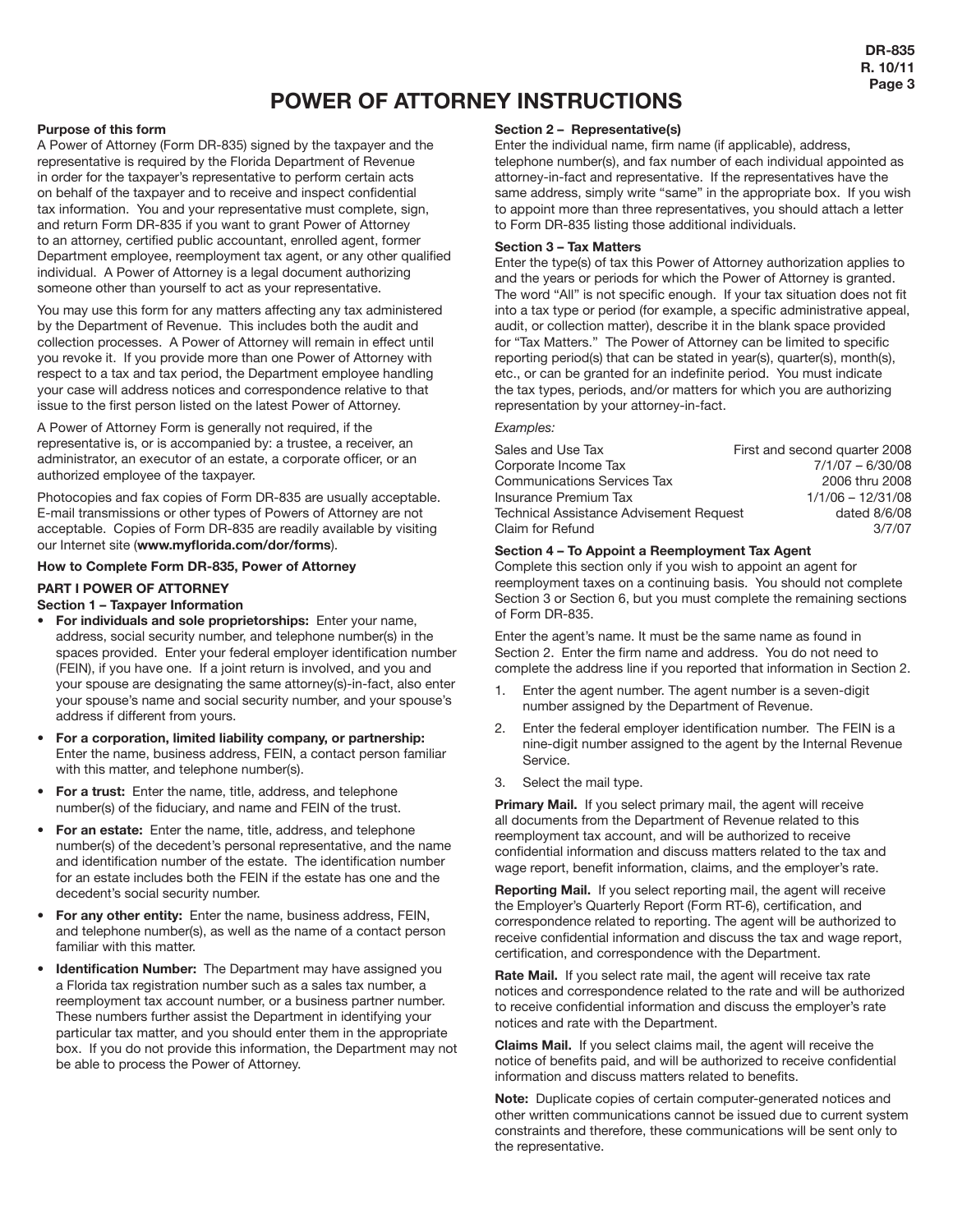# POWER OF ATTORNEY INSTRUCTIONS

**Purpose of this form**

A Power of Attorney (Form DR-835) signed by the taxpayer and the representative is required by the Florida Department of Revenue in order for the taxpayer's representative to perform certain acts on behalf of the taxpayer and to receive and inspect confidential tax information. You and your representative must complete, sign, and return Form DR-835 if you want to grant Power of Attorney to an attorney, certified public accountant, enrolled agent, former Department employee, reemployment tax agent, or any other qualified individual. A Power of Attorney is a legal document authorizing someone other than yourself to act as your representative.

You may use this form for any matters affecting any tax administered by the Department of Revenue. This includes both the audit and collection processes. A Power of Attorney will remain in effect until you revoke it. If you provide more than one Power of Attorney with respect to a tax and tax period, the Department employee handling your case will address notices and correspondence relative to that issue to the first person listed on the latest Power of Attorney.

A Power of Attorney Form is generally not required, if the representative is, or is accompanied by: a trustee, a receiver, an administrator, an executor of an estate, a corporate officer, or an authorized employee of the taxpayer.

Photocopies and fax copies of Form DR-835 are usually acceptable. E-mail transmissions or other types of Powers of Attorney are not acceptable. Copies of Form DR-835 are readily available by visiting our Internet site (**www.myflorida.com/dor/forms**).

**How to Complete Form DR-835, Power of Attorney**

**PART I POWER OF ATTORNEY**

**Section 1 – Taxpayer Information**

- **For individuals and sole proprietorships:** Enter your name, address, social security number, and telephone number(s) in the spaces provided. Enter your federal employer identification number (FEIN), if you have one. If a joint return is involved, and you and your spouse are designating the same attorney(s)-in-fact, also enter your spouse's name and social security number, and your spouse's address if different from yours.
- **For a corporation, limited liability company, or partnership:** Enter the name, business address, FEIN, a contact person familiar with this matter, and telephone number(s).
- **For a trust:** Enter the name, title, address, and telephone number(s) of the fiduciary, and name and FEIN of the trust.
- **For an estate:** Enter the name, title, address, and telephone number(s) of the decedent's personal representative, and the name and identification number of the estate. The identification number for an estate includes both the FEIN if the estate has one and the decedent's social security number.
- **For any other entity:** Enter the name, business address, FEIN, and telephone number(s), as well as the name of a contact person familiar with this matter.
- **Identification Number:** The Department may have assigned you a Florida tax registration number such as a sales tax number, a reemployment tax account number, or a business partner number. These numbers further assist the Department in identifying your particular tax matter, and you should enter them in the appropriate box. If you do not provide this information, the Department may not be able to process the Power of Attorney.

**Section 2 – Representative(s)**

Enter the individual name, firm name (if applicable), address, telephone number(s), and fax number of each individual appointed as attorney-in-fact and representative. If the representatives have the same address, simply write "same" in the appropriate box. If you wish to appoint more than three representatives, you should attach a letter to Form DR-835 listing those additional individuals.

**Section 3 – Tax Matters**

Enter the type(s) of tax this Power of Attorney authorization applies to and the years or periods for which the Power of Attorney is granted. The word "All" is not specific enough. If your tax situation does not fit into a tax type or period (for example, a specific administrative appeal, audit, or collection matter), describe it in the blank space provided for "Tax Matters." The Power of Attorney can be limited to specific reporting period(s) that can be stated in year(s), quarter(s), month(s), etc., or can be granted for an indefinite period. You must indicate the tax types, periods, and/or matters for which you are authorizing representation by your attorney-in-fact.

*Examples:*

| | |
|---|---|
| Sales and Use Tax | First and second quarter 2008 |
| Corporate Income Tax | 7/1/07 – 6/30/08 |
| Communications Services Tax | 2006 thru 2008 |
| Insurance Premium Tax | 1/1/06 – 12/31/08 |
| Technical Assistance Advisement Request | dated 8/6/08 |
| Claim for Refund | 3/7/07 |

**Section 4 – To Appoint a Reemployment Tax Agent**

Complete this section only if you wish to appoint an agent for reemployment taxes on a continuing basis. You should not complete Section 3 or Section 6, but you must complete the remaining sections of Form DR-835.

Enter the agent's name. It must be the same name as found in Section 2. Enter the firm name and address. You do not need to complete the address line if you reported that information in Section 2.

1. Enter the agent number. The agent number is a seven-digit number assigned by the Department of Revenue.
2. Enter the federal employer identification number. The FEIN is a nine-digit number assigned to the agent by the Internal Revenue Service.
3. Select the mail type.

**Primary Mail.** If you select primary mail, the agent will receive all documents from the Department of Revenue related to this reemployment tax account, and will be authorized to receive confidential information and discuss matters related to the tax and wage report, benefit information, claims, and the employer's rate.

**Reporting Mail.** If you select reporting mail, the agent will receive the Employer's Quarterly Report (Form RT-6), certification, and correspondence related to reporting. The agent will be authorized to receive confidential information and discuss the tax and wage report, certification, and correspondence with the Department.

**Rate Mail.** If you select rate mail, the agent will receive tax rate notices and correspondence related to the rate and will be authorized to receive confidential information and discuss the employer's rate notices and rate with the Department.

**Claims Mail.** If you select claims mail, the agent will receive the notice of benefits paid, and will be authorized to receive confidential information and discuss matters related to benefits.

**Note:** Duplicate copies of certain computer-generated notices and other written communications cannot be issued due to current system constraints and therefore, these communications will be sent only to the representative.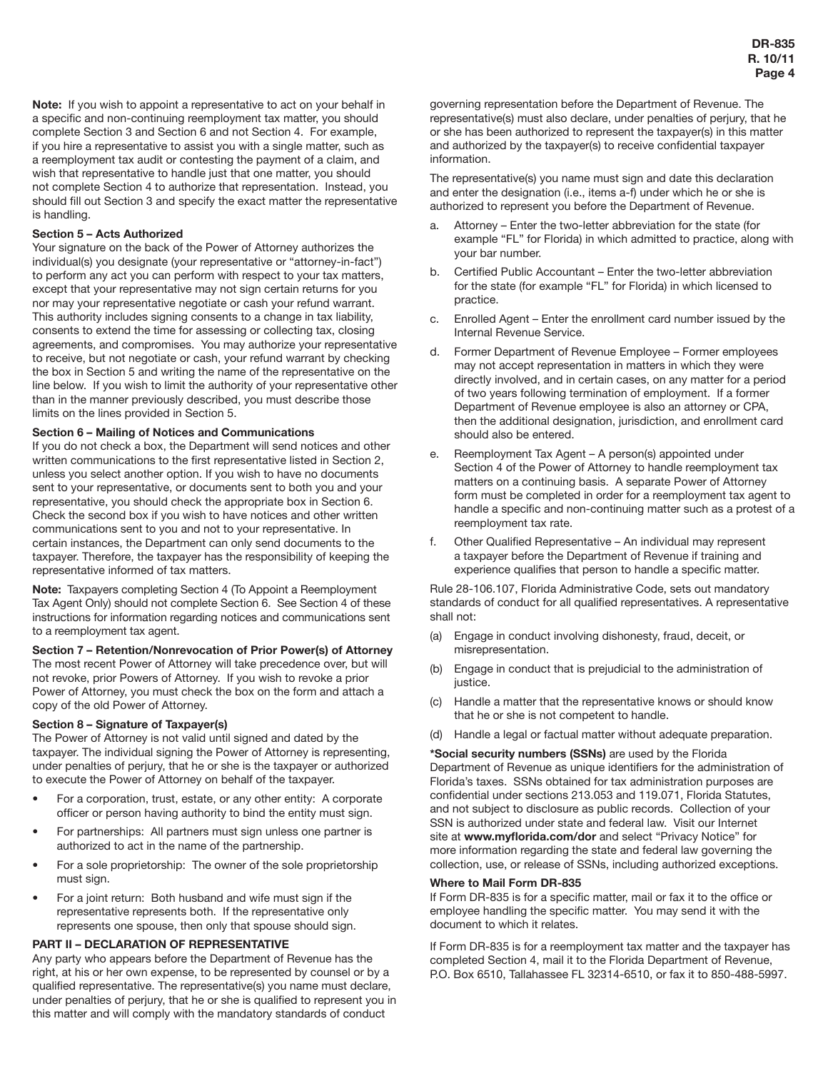**Note:** If you wish to appoint a representative to act on your behalf in a specific and non-continuing reemployment tax matter, you should complete Section 3 and Section 6 and not Section 4. For example, if you hire a representative to assist you with a single matter, such as a reemployment tax audit or contesting the payment of a claim, and wish that representative to handle just that one matter, you should not complete Section 4 to authorize that representation. Instead, you should fill out Section 3 and specify the exact matter the representative is handling.

**Section 5 – Acts Authorized**

Your signature on the back of the Power of Attorney authorizes the individual(s) you designate (your representative or "attorney-in-fact") to perform any act you can perform with respect to your tax matters, except that your representative may not sign certain returns for you nor may your representative negotiate or cash your refund warrant. This authority includes signing consents to a change in tax liability, consents to extend the time for assessing or collecting tax, closing agreements, and compromises. You may authorize your representative to receive, but not negotiate or cash, your refund warrant by checking the box in Section 5 and writing the name of the representative on the line below. If you wish to limit the authority of your representative other than in the manner previously described, you must describe those limits on the lines provided in Section 5.

**Section 6 – Mailing of Notices and Communications**

If you do not check a box, the Department will send notices and other written communications to the first representative listed in Section 2, unless you select another option. If you wish to have no documents sent to your representative, or documents sent to both you and your representative, you should check the appropriate box in Section 6. Check the second box if you wish to have notices and other written communications sent to you and not to your representative. In certain instances, the Department can only send documents to the taxpayer. Therefore, the taxpayer has the responsibility of keeping the representative informed of tax matters.

**Note:** Taxpayers completing Section 4 (To Appoint a Reemployment Tax Agent Only) should not complete Section 6. See Section 4 of these instructions for information regarding notices and communications sent to a reemployment tax agent.

**Section 7 – Retention/Nonrevocation of Prior Power(s) of Attorney**

The most recent Power of Attorney will take precedence over, but will not revoke, prior Powers of Attorney. If you wish to revoke a prior Power of Attorney, you must check the box on the form and attach a copy of the old Power of Attorney.

**Section 8 – Signature of Taxpayer(s)**

The Power of Attorney is not valid until signed and dated by the taxpayer. The individual signing the Power of Attorney is representing, under penalties of perjury, that he or she is the taxpayer or authorized to execute the Power of Attorney on behalf of the taxpayer.

- For a corporation, trust, estate, or any other entity: A corporate officer or person having authority to bind the entity must sign.
- For partnerships: All partners must sign unless one partner is authorized to act in the name of the partnership.
- For a sole proprietorship: The owner of the sole proprietorship must sign.
- For a joint return: Both husband and wife must sign if the representative represents both. If the representative only represents one spouse, then only that spouse should sign.

**PART II – DECLARATION OF REPRESENTATIVE**

Any party who appears before the Department of Revenue has the right, at his or her own expense, to be represented by counsel or by a qualified representative. The representative(s) you name must declare, under penalties of perjury, that he or she is qualified to represent you in this matter and will comply with the mandatory standards of conduct governing representation before the Department of Revenue. The representative(s) must also declare, under penalties of perjury, that he or she has been authorized to represent the taxpayer(s) in this matter and authorized by the taxpayer(s) to receive confidential taxpayer information.

The representative(s) you name must sign and date this declaration and enter the designation (i.e., items a-f) under which he or she is authorized to represent you before the Department of Revenue.

a. Attorney – Enter the two-letter abbreviation for the state (for example "FL" for Florida) in which admitted to practice, along with your bar number.

b. Certified Public Accountant – Enter the two-letter abbreviation for the state (for example "FL" for Florida) in which licensed to practice.

c. Enrolled Agent – Enter the enrollment card number issued by the Internal Revenue Service.

d. Former Department of Revenue Employee – Former employees may not accept representation in matters in which they were directly involved, and in certain cases, on any matter for a period of two years following termination of employment. If a former Department of Revenue employee is also an attorney or CPA, then the additional designation, jurisdiction, and enrollment card should also be entered.

e. Reemployment Tax Agent – A person(s) appointed under Section 4 of the Power of Attorney to handle reemployment tax matters on a continuing basis. A separate Power of Attorney form must be completed in order for a reemployment tax agent to handle a specific and non-continuing matter such as a protest of a reemployment tax rate.

f. Other Qualified Representative – An individual may represent a taxpayer before the Department of Revenue if training and experience qualifies that person to handle a specific matter.

Rule 28-106.107, Florida Administrative Code, sets out mandatory standards of conduct for all qualified representatives. A representative shall not:

(a) Engage in conduct involving dishonesty, fraud, deceit, or misrepresentation.

(b) Engage in conduct that is prejudicial to the administration of justice.

(c) Handle a matter that the representative knows or should know that he or she is not competent to handle.

(d) Handle a legal or factual matter without adequate preparation.

**\*Social security numbers (SSNs)** are used by the Florida Department of Revenue as unique identifiers for the administration of Florida's taxes. SSNs obtained for tax administration purposes are confidential under sections 213.053 and 119.071, Florida Statutes, and not subject to disclosure as public records. Collection of your SSN is authorized under state and federal law. Visit our Internet site at **www.myflorida.com/dor** and select "Privacy Notice" for more information regarding the state and federal law governing the collection, use, or release of SSNs, including authorized exceptions.

**Where to Mail Form DR-835**

If Form DR-835 is for a specific matter, mail or fax it to the office or employee handling the specific matter. You may send it with the document to which it relates.

If Form DR-835 is for a reemployment tax matter and the taxpayer has completed Section 4, mail it to the Florida Department of Revenue, P.O. Box 6510, Tallahassee FL 32314-6510, or fax it to 850-488-5997.